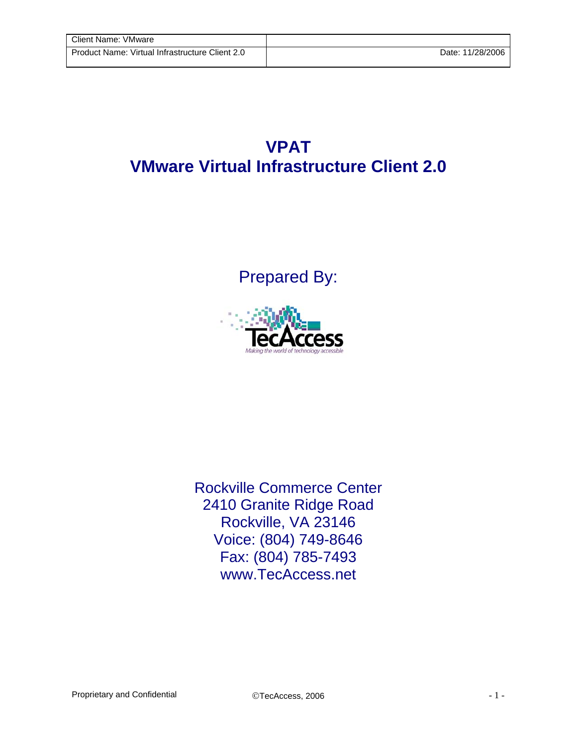| Client Name: VMware | |
|---|---|
| Product Name: Virtual Infrastructure Client 2.0 | Date: 11/28/2006 |

# VPAT
# VMware Virtual Infrastructure Client 2.0

Prepared By:

TecAccess

*Making the world of technology accessible*

Rockville Commerce Center
2410 Granite Ridge Road
Rockville, VA 23146
Voice: (804) 749-8646
Fax: (804) 785-7493
www.TecAccess.net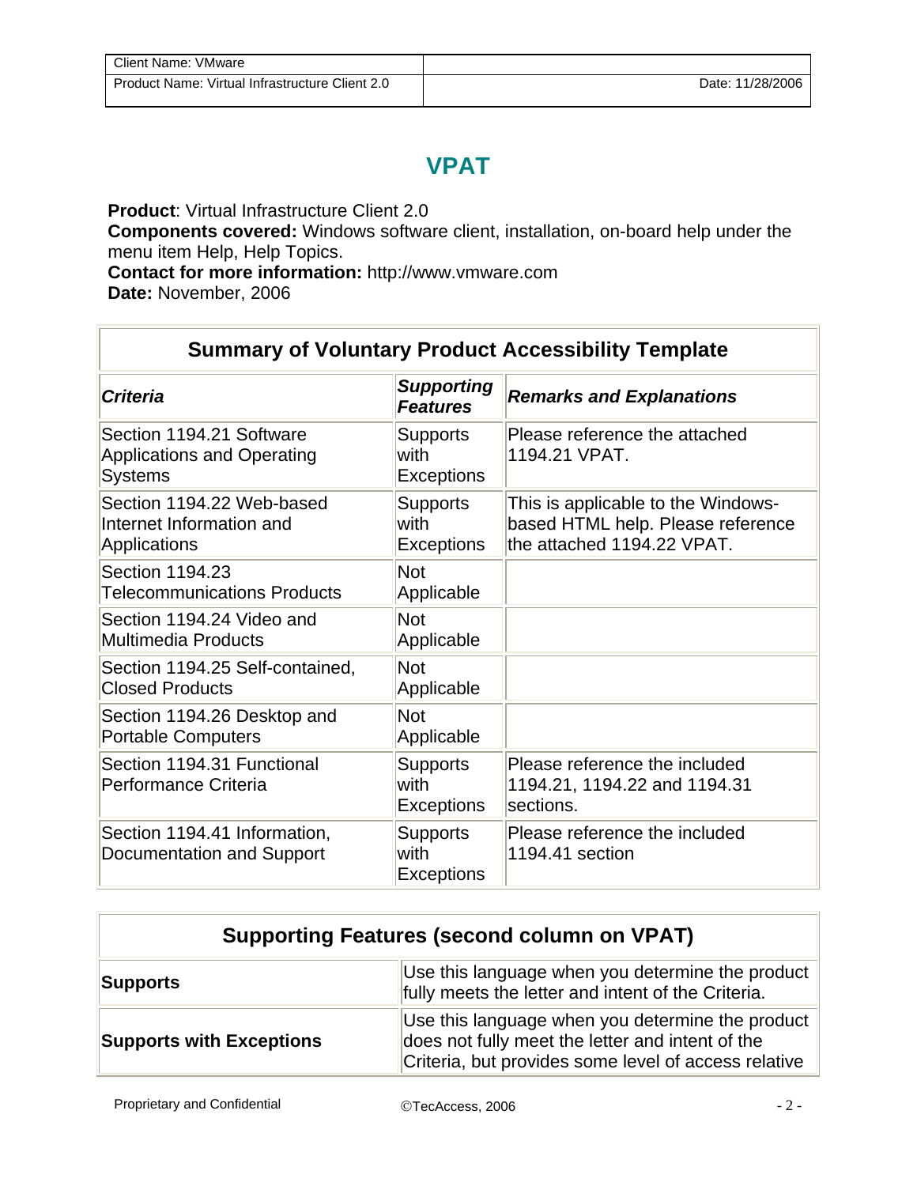| Client Name: VMware | |
|---|---|
| Product Name: Virtual Infrastructure Client 2.0 | Date: 11/28/2006 |

# VPAT

**Product**: Virtual Infrastructure Client 2.0
**Components covered:** Windows software client, installation, on-board help under the menu item Help, Help Topics.
**Contact for more information:** http://www.vmware.com
**Date:** November, 2006

| Summary of Voluntary Product Accessibility Template | | |
|---|---|---|
| ***Criteria*** | ***Supporting Features*** | ***Remarks and Explanations*** |
| Section 1194.21 Software Applications and Operating Systems | Supports with Exceptions | Please reference the attached 1194.21 VPAT. |
| Section 1194.22 Web-based Internet Information and Applications | Supports with Exceptions | This is applicable to the Windows-based HTML help. Please reference the attached 1194.22 VPAT. |
| Section 1194.23 Telecommunications Products | Not Applicable | |
| Section 1194.24 Video and Multimedia Products | Not Applicable | |
| Section 1194.25 Self-contained, Closed Products | Not Applicable | |
| Section 1194.26 Desktop and Portable Computers | Not Applicable | |
| Section 1194.31 Functional Performance Criteria | Supports with Exceptions | Please reference the included 1194.21, 1194.22 and 1194.31 sections. |
| Section 1194.41 Information, Documentation and Support | Supports with Exceptions | Please reference the included 1194.41 section |

| Supporting Features (second column on VPAT) | |
|---|---|
| **Supports** | Use this language when you determine the product fully meets the letter and intent of the Criteria. |
| **Supports with Exceptions** | Use this language when you determine the product does not fully meet the letter and intent of the Criteria, but provides some level of access relative |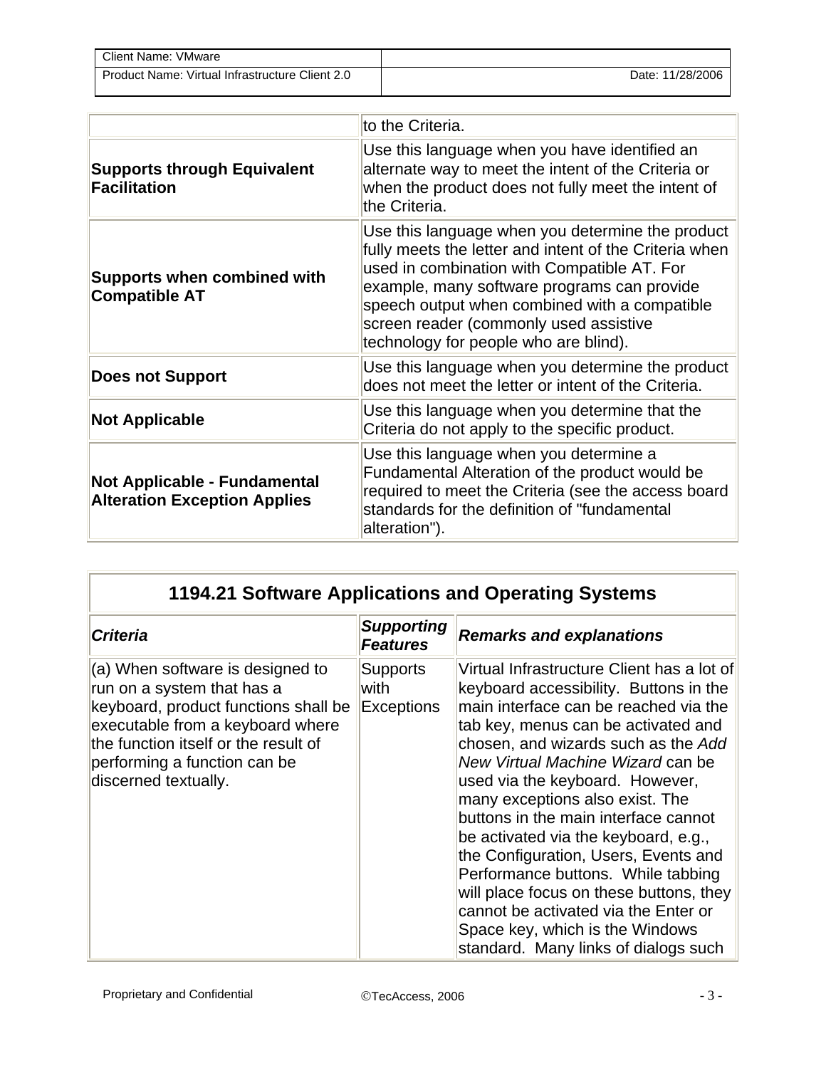| | |
|---|---|
| | to the Criteria. |
| **Supports through Equivalent Facilitation** | Use this language when you have identified an alternate way to meet the intent of the Criteria or when the product does not fully meet the intent of the Criteria. |
| **Supports when combined with Compatible AT** | Use this language when you determine the product fully meets the letter and intent of the Criteria when used in combination with Compatible AT. For example, many software programs can provide speech output when combined with a compatible screen reader (commonly used assistive technology for people who are blind). |
| **Does not Support** | Use this language when you determine the product does not meet the letter or intent of the Criteria. |
| **Not Applicable** | Use this language when you determine that the Criteria do not apply to the specific product. |
| **Not Applicable - Fundamental Alteration Exception Applies** | Use this language when you determine a Fundamental Alteration of the product would be required to meet the Criteria (see the access board standards for the definition of "fundamental alteration"). |

| **1194.21 Software Applications and Operating Systems** | | |
|---|---|---|
| ***Criteria*** | ***Supporting Features*** | ***Remarks and explanations*** |
| (a) When software is designed to run on a system that has a keyboard, product functions shall be executable from a keyboard where the function itself or the result of performing a function can be discerned textually. | Supports with Exceptions | Virtual Infrastructure Client has a lot of keyboard accessibility. Buttons in the main interface can be reached via the tab key, menus can be activated and chosen, and wizards such as the *Add New Virtual Machine Wizard* can be used via the keyboard. However, many exceptions also exist. The buttons in the main interface cannot be activated via the keyboard, e.g., the Configuration, Users, Events and Performance buttons. While tabbing will place focus on these buttons, they cannot be activated via the Enter or Space key, which is the Windows standard. Many links of dialogs such |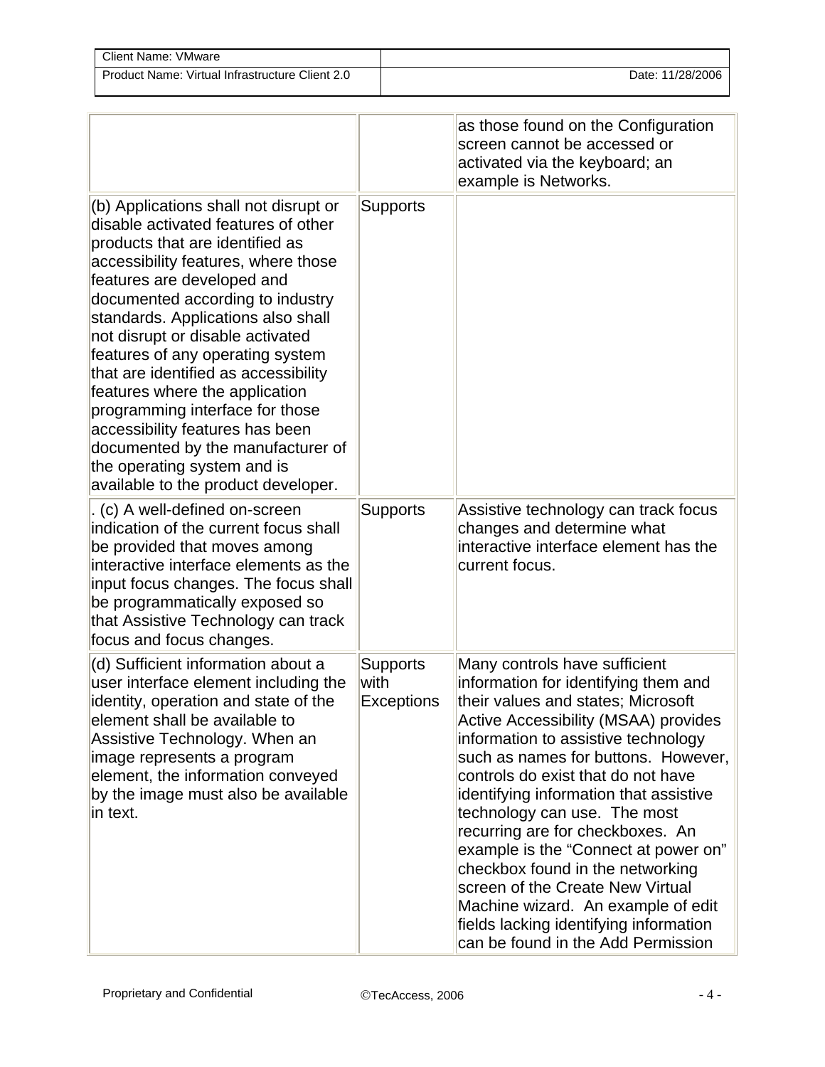| | | |
|---|---|---|
| | | as those found on the Configuration screen cannot be accessed or activated via the keyboard; an example is Networks. |
| (b) Applications shall not disrupt or disable activated features of other products that are identified as accessibility features, where those features are developed and documented according to industry standards. Applications also shall not disrupt or disable activated features of any operating system that are identified as accessibility features where the application programming interface for those accessibility features has been documented by the manufacturer of the operating system and is available to the product developer. | Supports | |
| . (c) A well-defined on-screen indication of the current focus shall be provided that moves among interactive interface elements as the input focus changes. The focus shall be programmatically exposed so that Assistive Technology can track focus and focus changes. | Supports | Assistive technology can track focus changes and determine what interactive interface element has the current focus. |
| (d) Sufficient information about a user interface element including the identity, operation and state of the element shall be available to Assistive Technology. When an image represents a program element, the information conveyed by the image must also be available in text. | Supports with Exceptions | Many controls have sufficient information for identifying them and their values and states; Microsoft Active Accessibility (MSAA) provides information to assistive technology such as names for buttons. However, controls do exist that do not have identifying information that assistive technology can use. The most recurring are for checkboxes. An example is the “Connect at power on” checkbox found in the networking screen of the Create New Virtual Machine wizard. An example of edit fields lacking identifying information can be found in the Add Permission |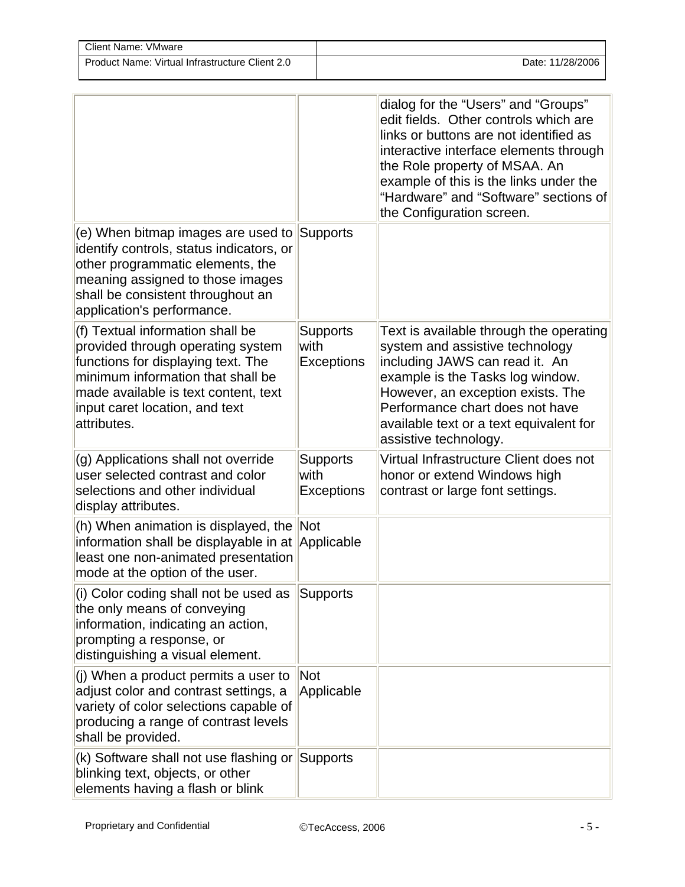| | | |
|---|---|---|
| | | dialog for the "Users" and "Groups" edit fields. Other controls which are links or buttons are not identified as interactive interface elements through the Role property of MSAA. An example of this is the links under the "Hardware" and "Software" sections of the Configuration screen. |
| (e) When bitmap images are used to identify controls, status indicators, or other programmatic elements, the meaning assigned to those images shall be consistent throughout an application's performance. | Supports | |
| (f) Textual information shall be provided through operating system functions for displaying text. The minimum information that shall be made available is text content, text input caret location, and text attributes. | Supports with Exceptions | Text is available through the operating system and assistive technology including JAWS can read it. An example is the Tasks log window. However, an exception exists. The Performance chart does not have available text or a text equivalent for assistive technology. |
| (g) Applications shall not override user selected contrast and color selections and other individual display attributes. | Supports with Exceptions | Virtual Infrastructure Client does not honor or extend Windows high contrast or large font settings. |
| (h) When animation is displayed, the information shall be displayable in at least one non-animated presentation mode at the option of the user. | Not Applicable | |
| (i) Color coding shall not be used as the only means of conveying information, indicating an action, prompting a response, or distinguishing a visual element. | Supports | |
| (j) When a product permits a user to adjust color and contrast settings, a variety of color selections capable of producing a range of contrast levels shall be provided. | Not Applicable | |
| (k) Software shall not use flashing or blinking text, objects, or other elements having a flash or blink | Supports | |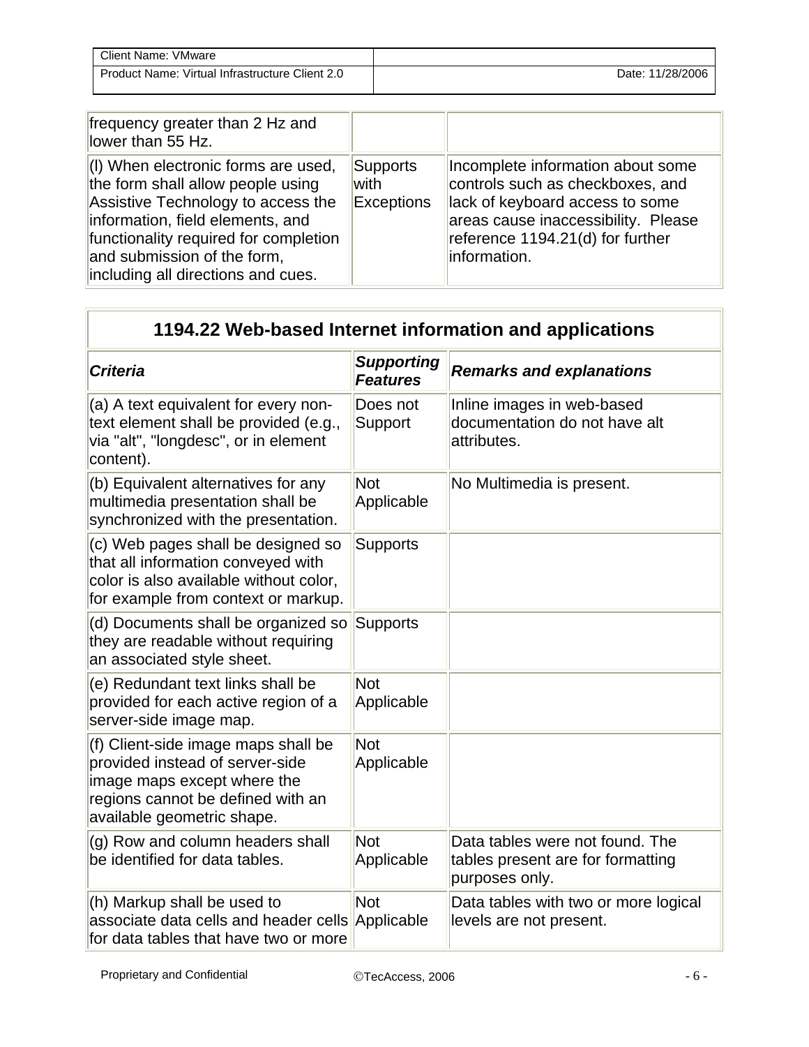| | | |
|---|---|---|
| frequency greater than 2 Hz and lower than 55 Hz. | | |
| (l) When electronic forms are used, the form shall allow people using Assistive Technology to access the information, field elements, and functionality required for completion and submission of the form, including all directions and cues. | Supports with Exceptions | Incomplete information about some controls such as checkboxes, and lack of keyboard access to some areas cause inaccessibility. Please reference 1194.21(d) for further information. |

| 1194.22 Web-based Internet information and applications | | |
|---|---|---|
| ***Criteria*** | ***Supporting Features*** | ***Remarks and explanations*** |
| (a) A text equivalent for every non-text element shall be provided (e.g., via "alt", "longdesc", or in element content). | Does not Support | Inline images in web-based documentation do not have alt attributes. |
| (b) Equivalent alternatives for any multimedia presentation shall be synchronized with the presentation. | Not Applicable | No Multimedia is present. |
| (c) Web pages shall be designed so that all information conveyed with color is also available without color, for example from context or markup. | Supports | |
| (d) Documents shall be organized so they are readable without requiring an associated style sheet. | Supports | |
| (e) Redundant text links shall be provided for each active region of a server-side image map. | Not Applicable | |
| (f) Client-side image maps shall be provided instead of server-side image maps except where the regions cannot be defined with an available geometric shape. | Not Applicable | |
| (g) Row and column headers shall be identified for data tables. | Not Applicable | Data tables were not found. The tables present are for formatting purposes only. |
| (h) Markup shall be used to associate data cells and header cells for data tables that have two or more | Not Applicable | Data tables with two or more logical levels are not present. |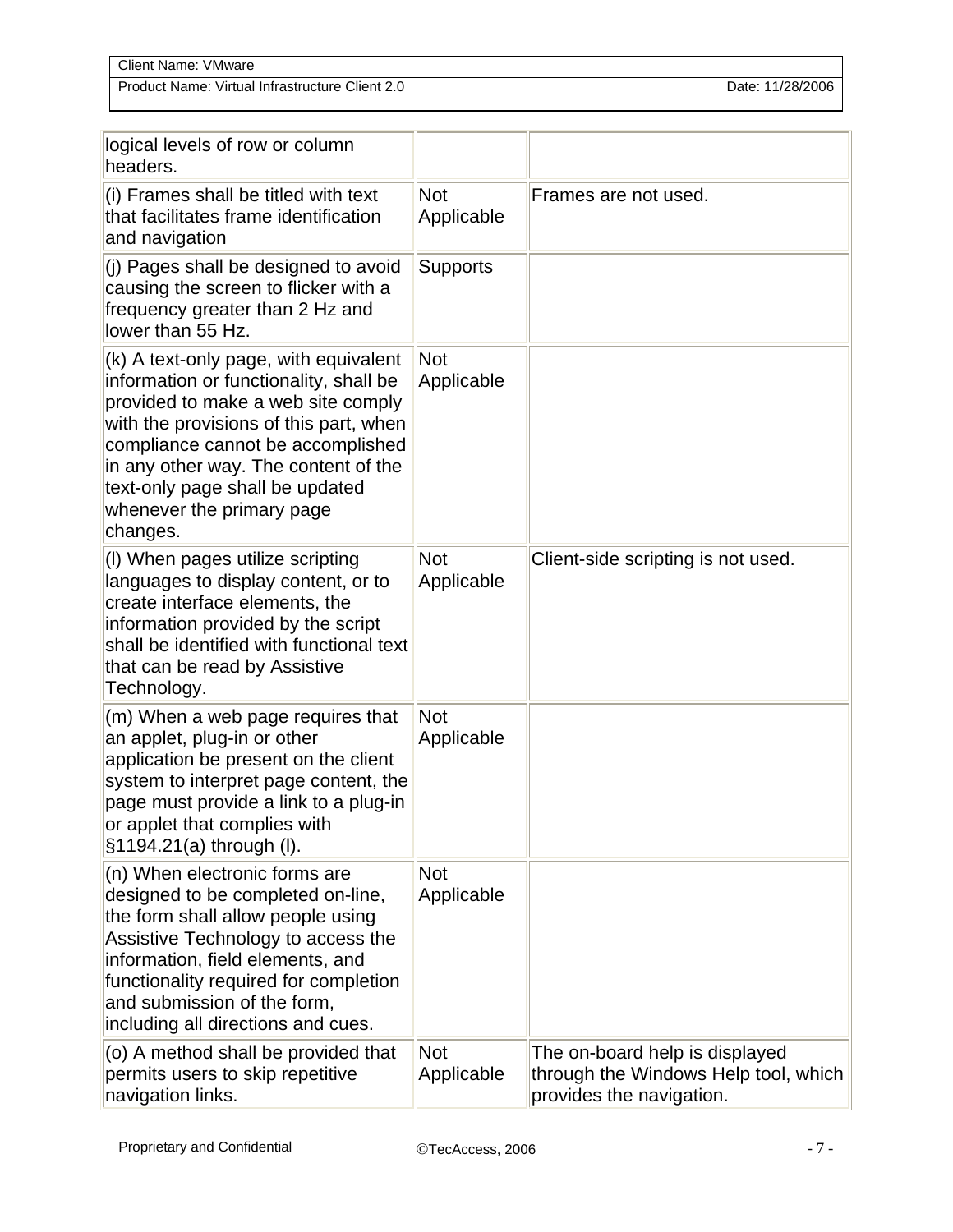| | | |
|---|---|---|
| logical levels of row or column headers. | | |
| (i) Frames shall be titled with text that facilitates frame identification and navigation | Not Applicable | Frames are not used. |
| (j) Pages shall be designed to avoid causing the screen to flicker with a frequency greater than 2 Hz and lower than 55 Hz. | Supports | |
| (k) A text-only page, with equivalent information or functionality, shall be provided to make a web site comply with the provisions of this part, when compliance cannot be accomplished in any other way. The content of the text-only page shall be updated whenever the primary page changes. | Not Applicable | |
| (l) When pages utilize scripting languages to display content, or to create interface elements, the information provided by the script shall be identified with functional text that can be read by Assistive Technology. | Not Applicable | Client-side scripting is not used. |
| (m) When a web page requires that an applet, plug-in or other application be present on the client system to interpret page content, the page must provide a link to a plug-in or applet that complies with §1194.21(a) through (l). | Not Applicable | |
| (n) When electronic forms are designed to be completed on-line, the form shall allow people using Assistive Technology to access the information, field elements, and functionality required for completion and submission of the form, including all directions and cues. | Not Applicable | |
| (o) A method shall be provided that permits users to skip repetitive navigation links. | Not Applicable | The on-board help is displayed through the Windows Help tool, which provides the navigation. |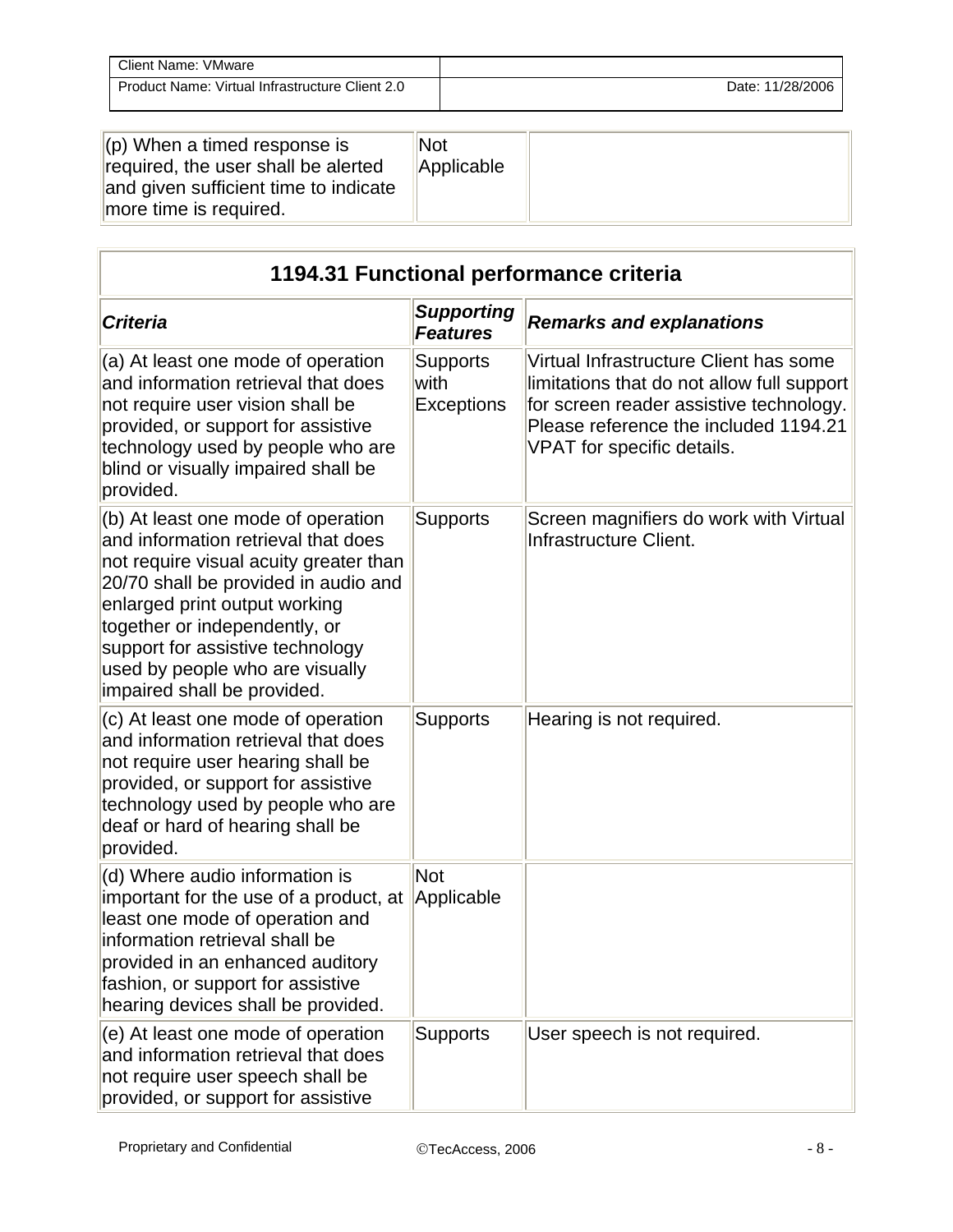| (p) When a timed response is required, the user shall be alerted and given sufficient time to indicate more time is required. | Not Applicable | |
|---|---|---|

## 1194.31 Functional performance criteria

| *Criteria* | *Supporting Features* | *Remarks and explanations* |
|---|---|---|
| (a) At least one mode of operation and information retrieval that does not require user vision shall be provided, or support for assistive technology used by people who are blind or visually impaired shall be provided. | Supports with Exceptions | Virtual Infrastructure Client has some limitations that do not allow full support for screen reader assistive technology. Please reference the included 1194.21 VPAT for specific details. |
| (b) At least one mode of operation and information retrieval that does not require visual acuity greater than 20/70 shall be provided in audio and enlarged print output working together or independently, or support for assistive technology used by people who are visually impaired shall be provided. | Supports | Screen magnifiers do work with Virtual Infrastructure Client. |
| (c) At least one mode of operation and information retrieval that does not require user hearing shall be provided, or support for assistive technology used by people who are deaf or hard of hearing shall be provided. | Supports | Hearing is not required. |
| (d) Where audio information is important for the use of a product, at least one mode of operation and information retrieval shall be provided in an enhanced auditory fashion, or support for assistive hearing devices shall be provided. | Not Applicable | |
| (e) At least one mode of operation and information retrieval that does not require user speech shall be provided, or support for assistive | Supports | User speech is not required. |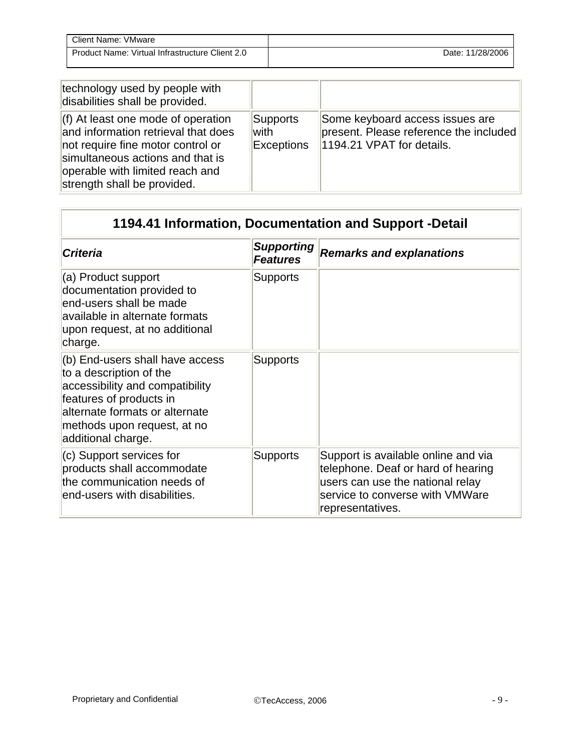| | | |
|---|---|---|
| technology used by people with disabilities shall be provided. | | |
| (f) At least one mode of operation and information retrieval that does not require fine motor control or simultaneous actions and that is operable with limited reach and strength shall be provided. | Supports with Exceptions | Some keyboard access issues are present. Please reference the included 1194.21 VPAT for details. |

| 1194.41 Information, Documentation and Support -Detail | | |
|---|---|---|
| ***Criteria*** | ***Supporting Features*** | ***Remarks and explanations*** |
| (a) Product support documentation provided to end-users shall be made available in alternate formats upon request, at no additional charge. | Supports | |
| (b) End-users shall have access to a description of the accessibility and compatibility features of products in alternate formats or alternate methods upon request, at no additional charge. | Supports | |
| (c) Support services for products shall accommodate the communication needs of end-users with disabilities. | Supports | Support is available online and via telephone. Deaf or hard of hearing users can use the national relay service to converse with VMWare representatives. |